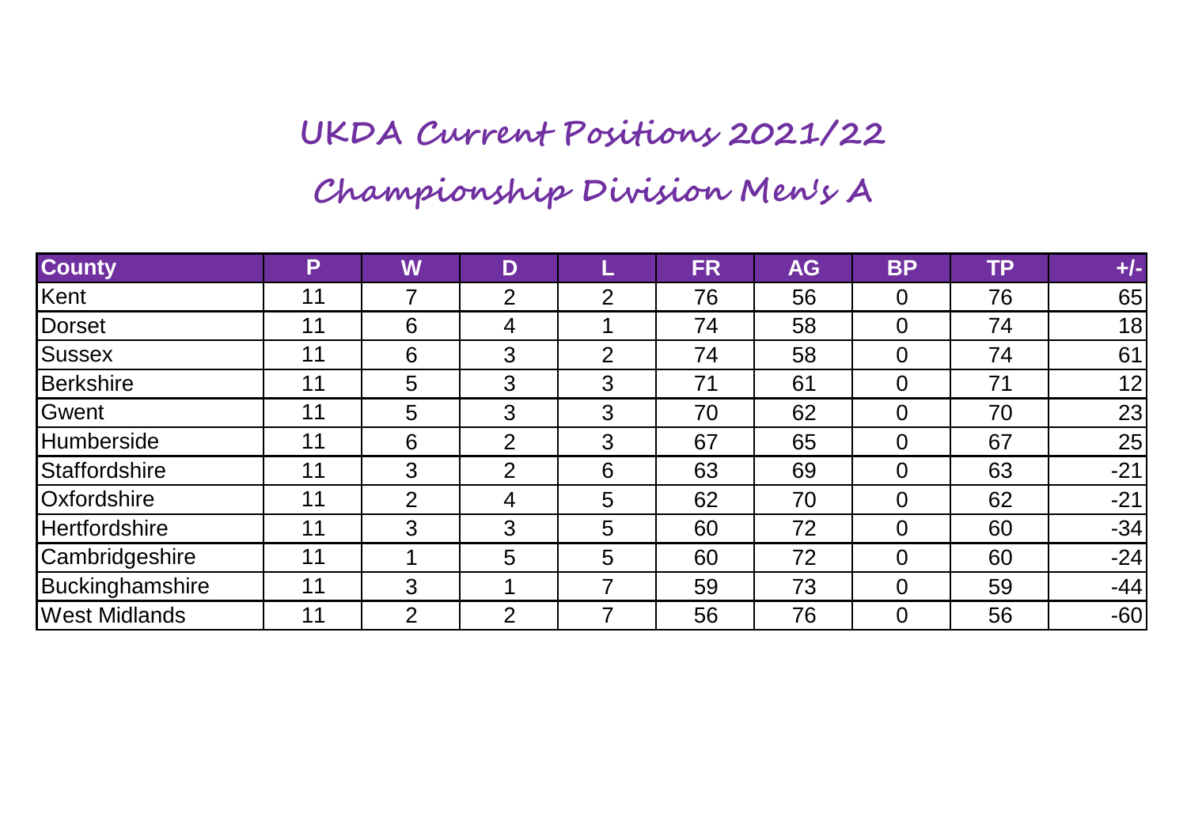# UKDA Current Positions 2021/22

## Championship Division Men's A

| County | P | W | D | L | FR | AG | BP | TP | +/- |
|---|---|---|---|---|---|---|---|---|---|
| Kent | 11 | 7 | 2 | 2 | 76 | 56 | 0 | 76 | 65 |
| Dorset | 11 | 6 | 4 | 1 | 74 | 58 | 0 | 74 | 18 |
| Sussex | 11 | 6 | 3 | 2 | 74 | 58 | 0 | 74 | 61 |
| Berkshire | 11 | 5 | 3 | 3 | 71 | 61 | 0 | 71 | 12 |
| Gwent | 11 | 5 | 3 | 3 | 70 | 62 | 0 | 70 | 23 |
| Humberside | 11 | 6 | 2 | 3 | 67 | 65 | 0 | 67 | 25 |
| Staffordshire | 11 | 3 | 2 | 6 | 63 | 69 | 0 | 63 | -21 |
| Oxfordshire | 11 | 2 | 4 | 5 | 62 | 70 | 0 | 62 | -21 |
| Hertfordshire | 11 | 3 | 3 | 5 | 60 | 72 | 0 | 60 | -34 |
| Cambridgeshire | 11 | 1 | 5 | 5 | 60 | 72 | 0 | 60 | -24 |
| Buckinghamshire | 11 | 3 | 1 | 7 | 59 | 73 | 0 | 59 | -44 |
| West Midlands | 11 | 2 | 2 | 7 | 56 | 76 | 0 | 56 | -60 |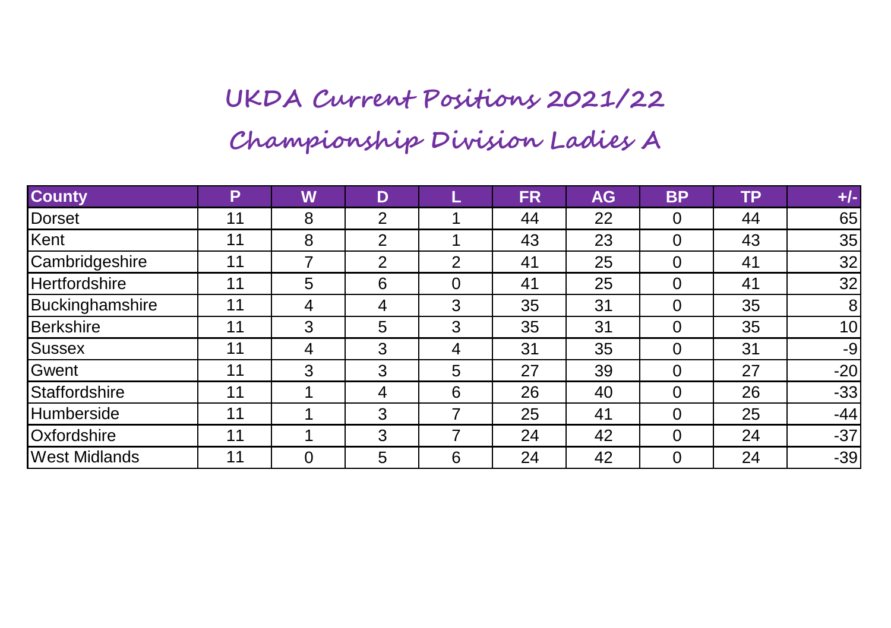# UKDA Current Positions 2021/22

## Championship Division Ladies A

| County | P | W | D | L | FR | AG | BP | TP | +/- |
|---|---|---|---|---|---|---|---|---|---|
| Dorset | 11 | 8 | 2 | 1 | 44 | 22 | 0 | 44 | 65 |
| Kent | 11 | 8 | 2 | 1 | 43 | 23 | 0 | 43 | 35 |
| Cambridgeshire | 11 | 7 | 2 | 2 | 41 | 25 | 0 | 41 | 32 |
| Hertfordshire | 11 | 5 | 6 | 0 | 41 | 25 | 0 | 41 | 32 |
| Buckinghamshire | 11 | 4 | 4 | 3 | 35 | 31 | 0 | 35 | 8 |
| Berkshire | 11 | 3 | 5 | 3 | 35 | 31 | 0 | 35 | 10 |
| Sussex | 11 | 4 | 3 | 4 | 31 | 35 | 0 | 31 | -9 |
| Gwent | 11 | 3 | 3 | 5 | 27 | 39 | 0 | 27 | -20 |
| Staffordshire | 11 | 1 | 4 | 6 | 26 | 40 | 0 | 26 | -33 |
| Humberside | 11 | 1 | 3 | 7 | 25 | 41 | 0 | 25 | -44 |
| Oxfordshire | 11 | 1 | 3 | 7 | 24 | 42 | 0 | 24 | -37 |
| West Midlands | 11 | 0 | 5 | 6 | 24 | 42 | 0 | 24 | -39 |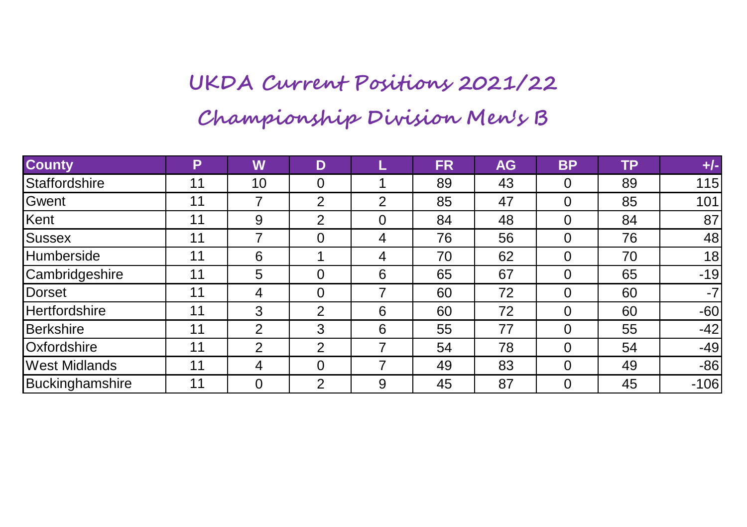# UKDA Current Positions 2021/22

## Championship Division Men's B

| County | P | W | D | L | FR | AG | BP | TP | +/- |
|---|---|---|---|---|---|---|---|---|---|
| Staffordshire | 11 | 10 | 0 | 1 | 89 | 43 | 0 | 89 | 115 |
| Gwent | 11 | 7 | 2 | 2 | 85 | 47 | 0 | 85 | 101 |
| Kent | 11 | 9 | 2 | 0 | 84 | 48 | 0 | 84 | 87 |
| Sussex | 11 | 7 | 0 | 4 | 76 | 56 | 0 | 76 | 48 |
| Humberside | 11 | 6 | 1 | 4 | 70 | 62 | 0 | 70 | 18 |
| Cambridgeshire | 11 | 5 | 0 | 6 | 65 | 67 | 0 | 65 | -19 |
| Dorset | 11 | 4 | 0 | 7 | 60 | 72 | 0 | 60 | -7 |
| Hertfordshire | 11 | 3 | 2 | 6 | 60 | 72 | 0 | 60 | -60 |
| Berkshire | 11 | 2 | 3 | 6 | 55 | 77 | 0 | 55 | -42 |
| Oxfordshire | 11 | 2 | 2 | 7 | 54 | 78 | 0 | 54 | -49 |
| West Midlands | 11 | 4 | 0 | 7 | 49 | 83 | 0 | 49 | -86 |
| Buckinghamshire | 11 | 0 | 2 | 9 | 45 | 87 | 0 | 45 | -106 |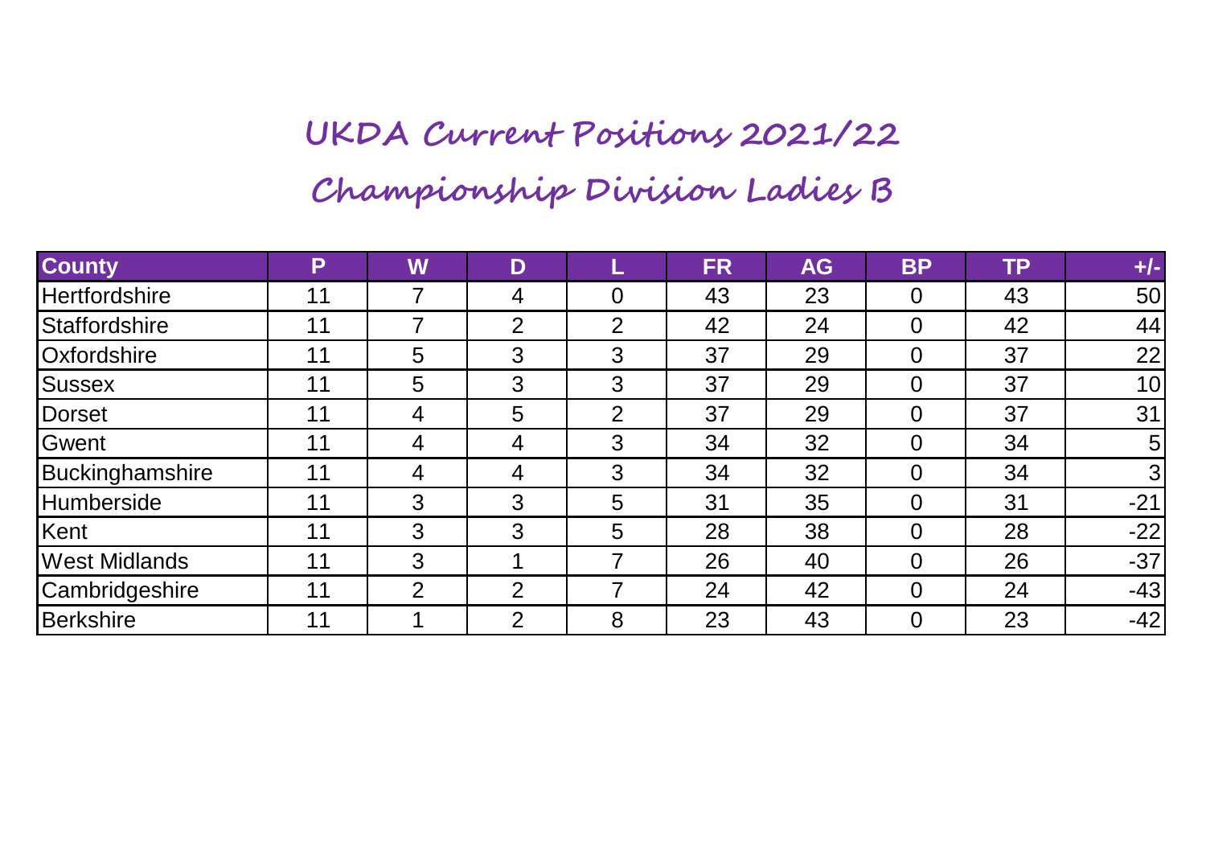# UKDA Current Positions 2021/22

## Championship Division Ladies B

| County | P | W | D | L | FR | AG | BP | TP | +/- |
|---|---|---|---|---|---|---|---|---|---|
| Hertfordshire | 11 | 7 | 4 | 0 | 43 | 23 | 0 | 43 | 50 |
| Staffordshire | 11 | 7 | 2 | 2 | 42 | 24 | 0 | 42 | 44 |
| Oxfordshire | 11 | 5 | 3 | 3 | 37 | 29 | 0 | 37 | 22 |
| Sussex | 11 | 5 | 3 | 3 | 37 | 29 | 0 | 37 | 10 |
| Dorset | 11 | 4 | 5 | 2 | 37 | 29 | 0 | 37 | 31 |
| Gwent | 11 | 4 | 4 | 3 | 34 | 32 | 0 | 34 | 5 |
| Buckinghamshire | 11 | 4 | 4 | 3 | 34 | 32 | 0 | 34 | 3 |
| Humberside | 11 | 3 | 3 | 5 | 31 | 35 | 0 | 31 | -21 |
| Kent | 11 | 3 | 3 | 5 | 28 | 38 | 0 | 28 | -22 |
| West Midlands | 11 | 3 | 1 | 7 | 26 | 40 | 0 | 26 | -37 |
| Cambridgeshire | 11 | 2 | 2 | 7 | 24 | 42 | 0 | 24 | -43 |
| Berkshire | 11 | 1 | 2 | 8 | 23 | 43 | 0 | 23 | -42 |